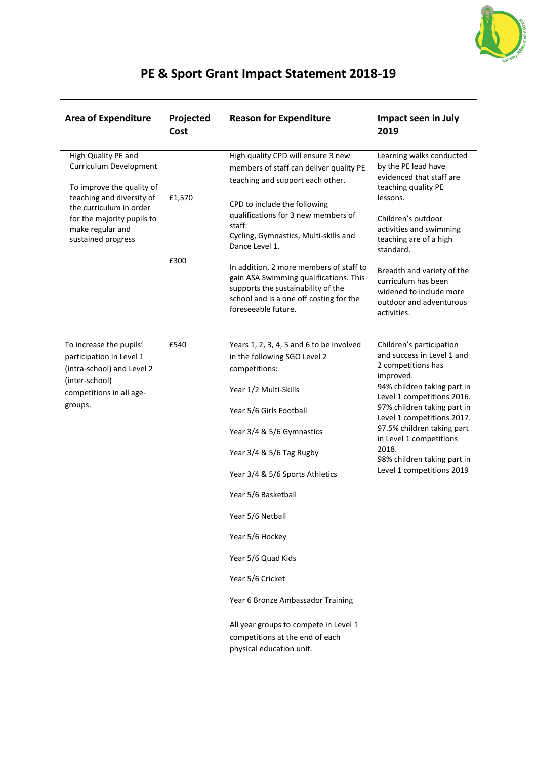# PE & Sport Grant Impact Statement 2018-19

| Area of Expenditure | Projected Cost | Reason for Expenditure | Impact seen in July 2019 |
|---|---|---|---|
| High Quality PE and Curriculum Development<br><br>To improve the quality of teaching and diversity of the curriculum in order for the majority pupils to make regular and sustained progress | £1,570<br><br>£300 | High quality CPD will ensure 3 new members of staff can deliver quality PE teaching and support each other.<br><br>CPD to include the following qualifications for 3 new members of staff:<br>Cycling, Gymnastics, Multi-skills and Dance Level 1.<br><br>In addition, 2 more members of staff to gain ASA Swimming qualifications. This supports the sustainability of the school and is a one off costing for the foreseeable future. | Learning walks conducted by the PE lead have evidenced that staff are teaching quality PE lessons.<br><br>Children's outdoor activities and swimming teaching are of a high standard.<br><br>Breadth and variety of the curriculum has been widened to include more outdoor and adventurous activities. |
| To increase the pupils' participation in Level 1 (intra-school) and Level 2 (inter-school) competitions in all age-groups. | £540 | Years 1, 2, 3, 4, 5 and 6 to be involved in the following SGO Level 2 competitions:<br><br>Year 1/2 Multi-Skills<br><br>Year 5/6 Girls Football<br><br>Year 3/4 & 5/6 Gymnastics<br><br>Year 3/4 & 5/6 Tag Rugby<br><br>Year 3/4 & 5/6 Sports Athletics<br><br>Year 5/6 Basketball<br><br>Year 5/6 Netball<br><br>Year 5/6 Hockey<br><br>Year 5/6 Quad Kids<br><br>Year 5/6 Cricket<br><br>Year 6 Bronze Ambassador Training<br><br>All year groups to compete in Level 1 competitions at the end of each physical education unit. | Children's participation and success in Level 1 and 2 competitions has improved.<br>94% children taking part in Level 1 competitions 2016.<br>97% children taking part in Level 1 competitions 2017.<br>97.5% children taking part in Level 1 competitions 2018.<br>98% children taking part in Level 1 competitions 2019 |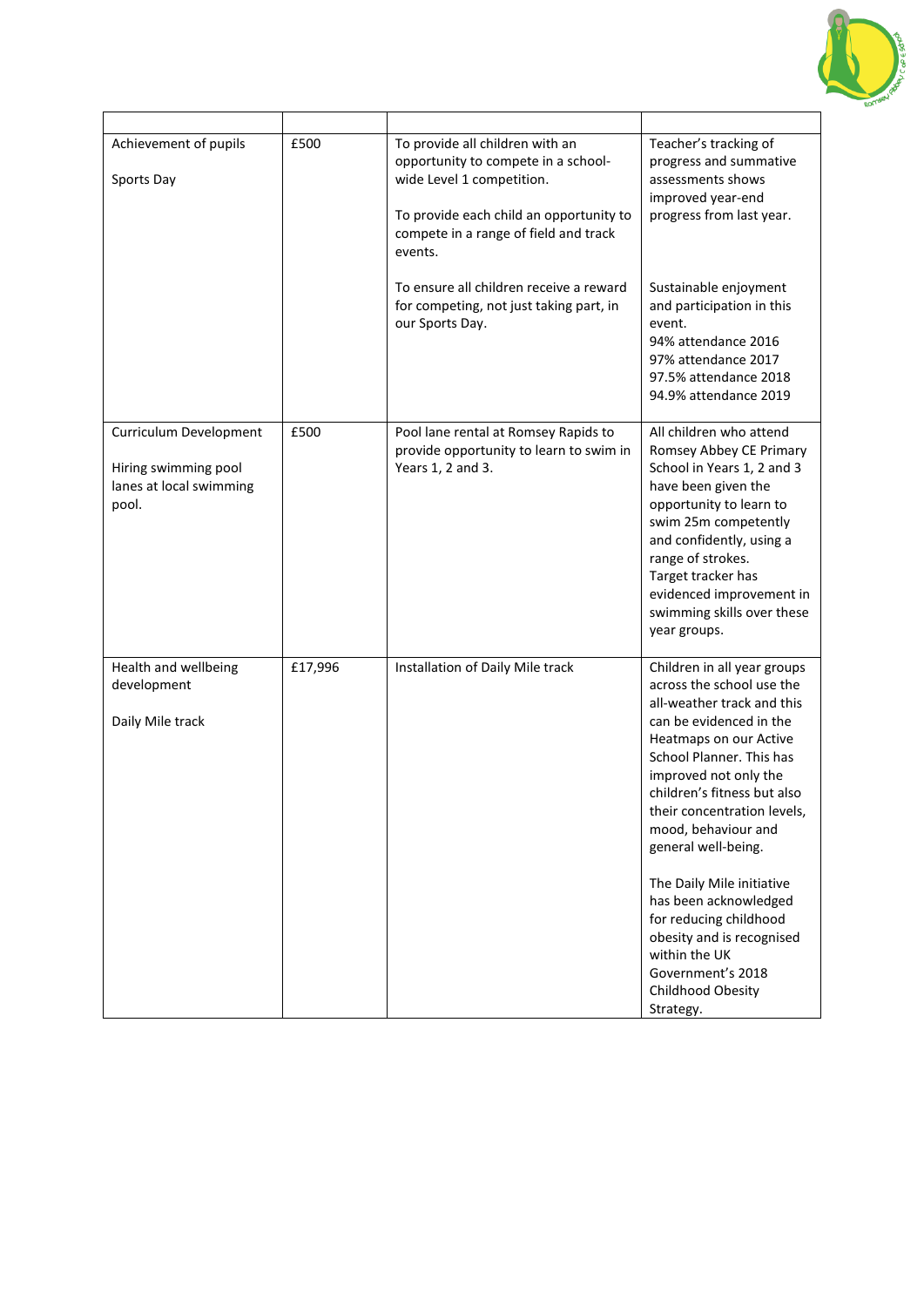| | | | |
|---|---|---|---|
| Achievement of pupils<br><br>Sports Day | £500 | To provide all children with an opportunity to compete in a school-wide Level 1 competition.<br><br>To provide each child an opportunity to compete in a range of field and track events.<br><br>To ensure all children receive a reward for competing, not just taking part, in our Sports Day. | Teacher's tracking of progress and summative assessments shows improved year-end progress from last year.<br><br>Sustainable enjoyment and participation in this event.<br>94% attendance 2016<br>97% attendance 2017<br>97.5% attendance 2018<br>94.9% attendance 2019 |
| Curriculum Development<br><br>Hiring swimming pool lanes at local swimming pool. | £500 | Pool lane rental at Romsey Rapids to provide opportunity to learn to swim in Years 1, 2 and 3. | All children who attend Romsey Abbey CE Primary School in Years 1, 2 and 3 have been given the opportunity to learn to swim 25m competently and confidently, using a range of strokes.<br>Target tracker has evidenced improvement in swimming skills over these year groups. |
| Health and wellbeing development<br><br>Daily Mile track | £17,996 | Installation of Daily Mile track | Children in all year groups across the school use the all-weather track and this can be evidenced in the Heatmaps on our Active School Planner. This has improved not only the children's fitness but also their concentration levels, mood, behaviour and general well-being.<br><br>The Daily Mile initiative has been acknowledged for reducing childhood obesity and is recognised within the UK Government's 2018 Childhood Obesity Strategy. |